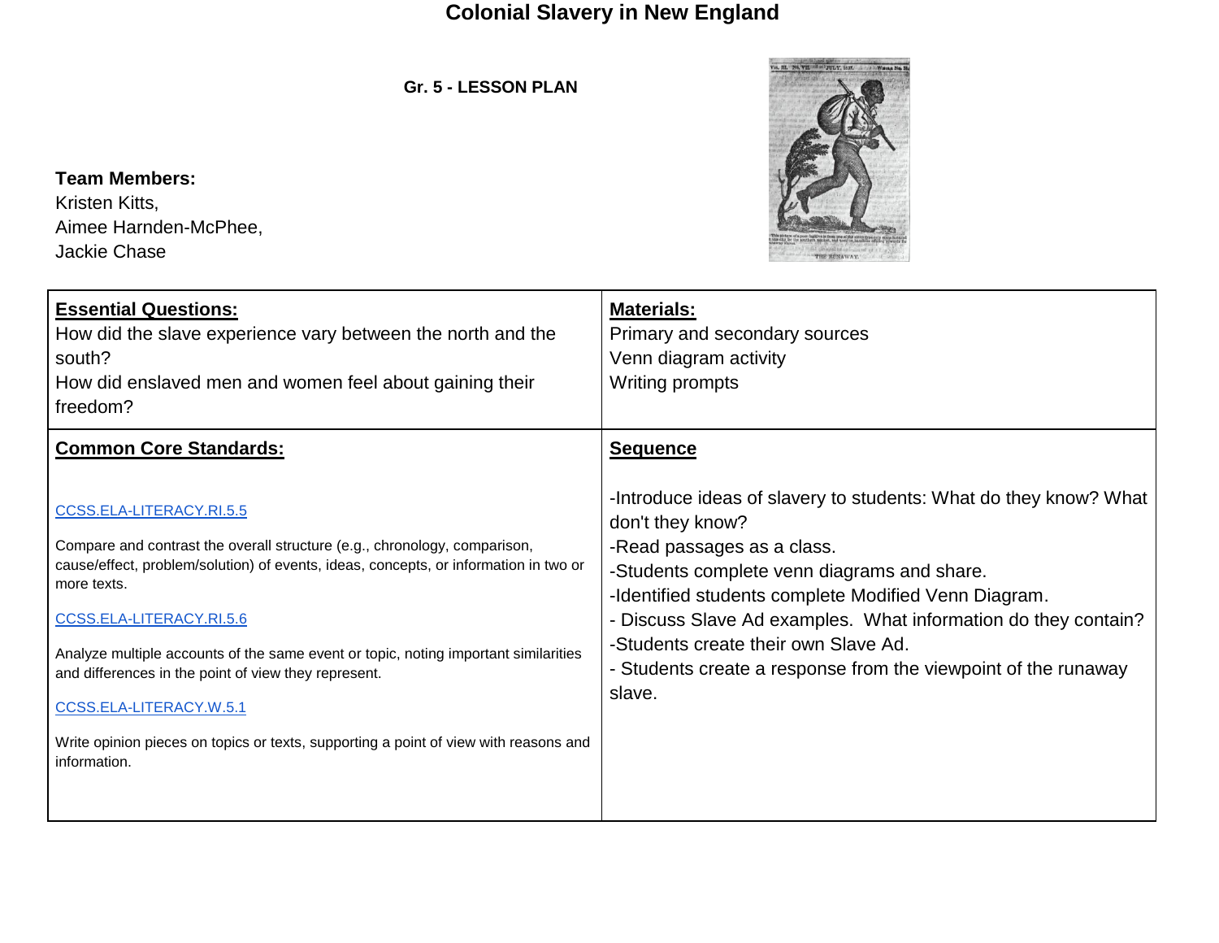# Colonial Slavery in New England

**Gr. 5 - LESSON PLAN**

**Team Members:**
Kristen Kitts,
Aimee Harnden-McPhee,
Jackie Chase

| **Essential Questions:** | **Materials:** |
| --- | --- |
| How did the slave experience vary between the north and the south?<br>How did enslaved men and women feel about gaining their freedom? | Primary and secondary sources<br>Venn diagram activity<br>Writing prompts |
| **Common Core Standards:** | **Sequence** |
| CCSS.ELA-LITERACY.RI.5.5<br>Compare and contrast the overall structure (e.g., chronology, comparison, cause/effect, problem/solution) of events, ideas, concepts, or information in two or more texts.<br>CCSS.ELA-LITERACY.RI.5.6<br>Analyze multiple accounts of the same event or topic, noting important similarities and differences in the point of view they represent.<br>CCSS.ELA-LITERACY.W.5.1<br>Write opinion pieces on topics or texts, supporting a point of view with reasons and information. | -Introduce ideas of slavery to students: What do they know? What don't they know?<br>-Read passages as a class.<br>-Students complete venn diagrams and share.<br>-Identified students complete Modified Venn Diagram.<br>- Discuss Slave Ad examples. What information do they contain?<br>-Students create their own Slave Ad.<br>- Students create a response from the viewpoint of the runaway slave. |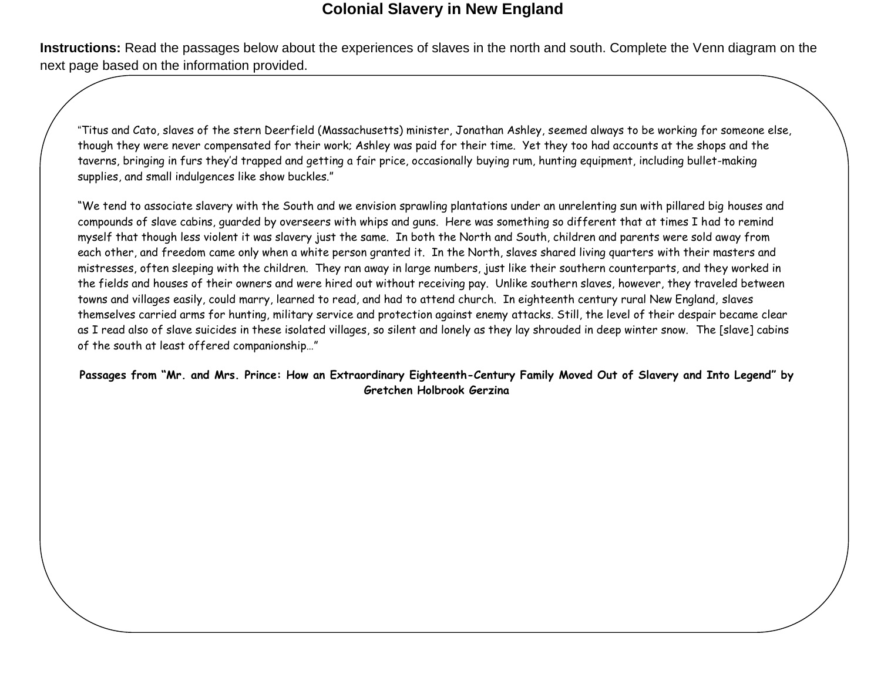# Colonial Slavery in New England

**Instructions:** Read the passages below about the experiences of slaves in the north and south. Complete the Venn diagram on the next page based on the information provided.

"Titus and Cato, slaves of the stern Deerfield (Massachusetts) minister, Jonathan Ashley, seemed always to be working for someone else, though they were never compensated for their work; Ashley was paid for their time. Yet they too had accounts at the shops and the taverns, bringing in furs they'd trapped and getting a fair price, occasionally buying rum, hunting equipment, including bullet-making supplies, and small indulgences like show buckles."

"We tend to associate slavery with the South and we envision sprawling plantations under an unrelenting sun with pillared big houses and compounds of slave cabins, guarded by overseers with whips and guns. Here was something so different that at times I had to remind myself that though less violent it was slavery just the same. In both the North and South, children and parents were sold away from each other, and freedom came only when a white person granted it. In the North, slaves shared living quarters with their masters and mistresses, often sleeping with the children. They ran away in large numbers, just like their southern counterparts, and they worked in the fields and houses of their owners and were hired out without receiving pay. Unlike southern slaves, however, they traveled between towns and villages easily, could marry, learned to read, and had to attend church. In eighteenth century rural New England, slaves themselves carried arms for hunting, military service and protection against enemy attacks. Still, the level of their despair became clear as I read also of slave suicides in these isolated villages, so silent and lonely as they lay shrouded in deep winter snow. The [slave] cabins of the south at least offered companionship…"

**Passages from "Mr. and Mrs. Prince: How an Extraordinary Eighteenth-Century Family Moved Out of Slavery and Into Legend" by Gretchen Holbrook Gerzina**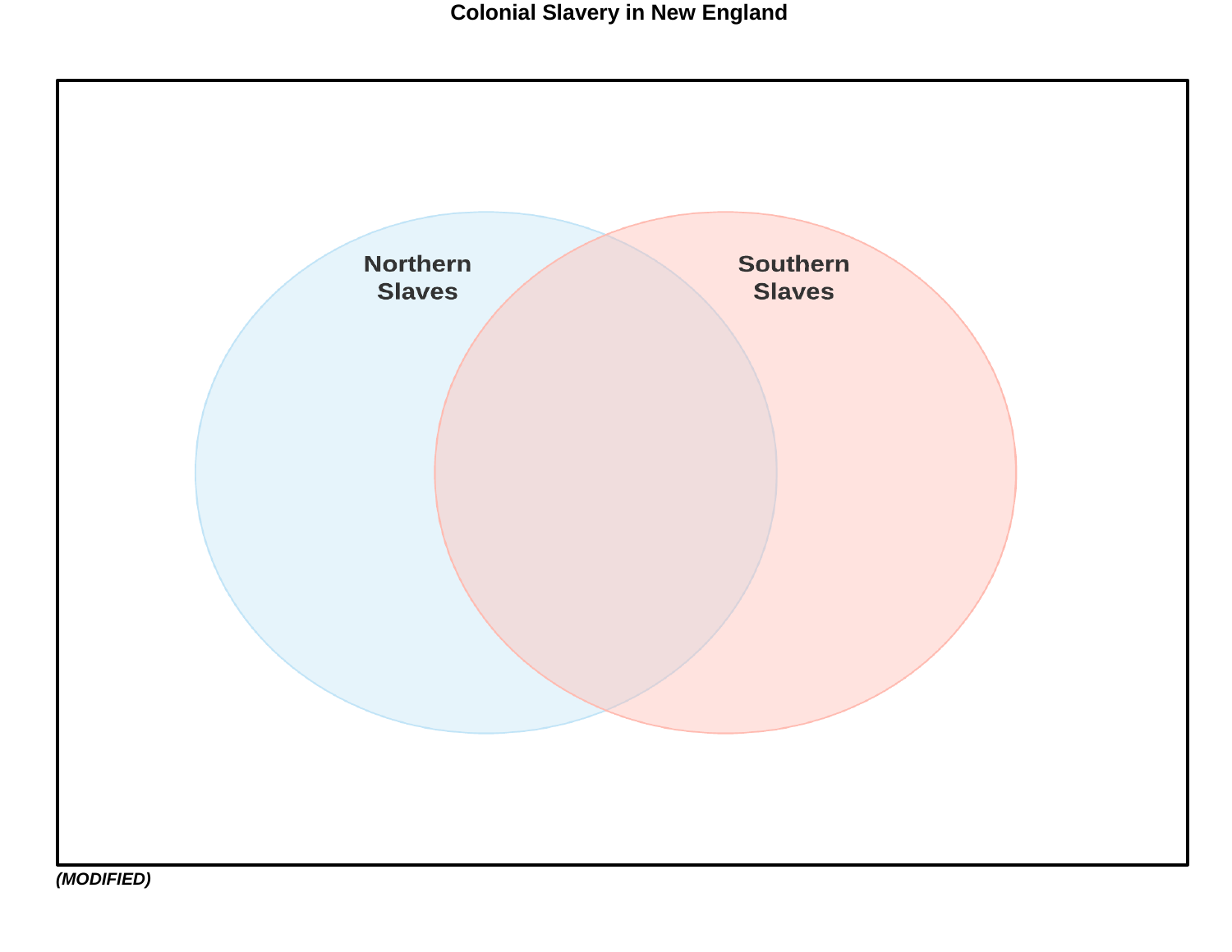# Colonial Slavery in New England

Northern Slaves

Southern Slaves

*(MODIFIED)*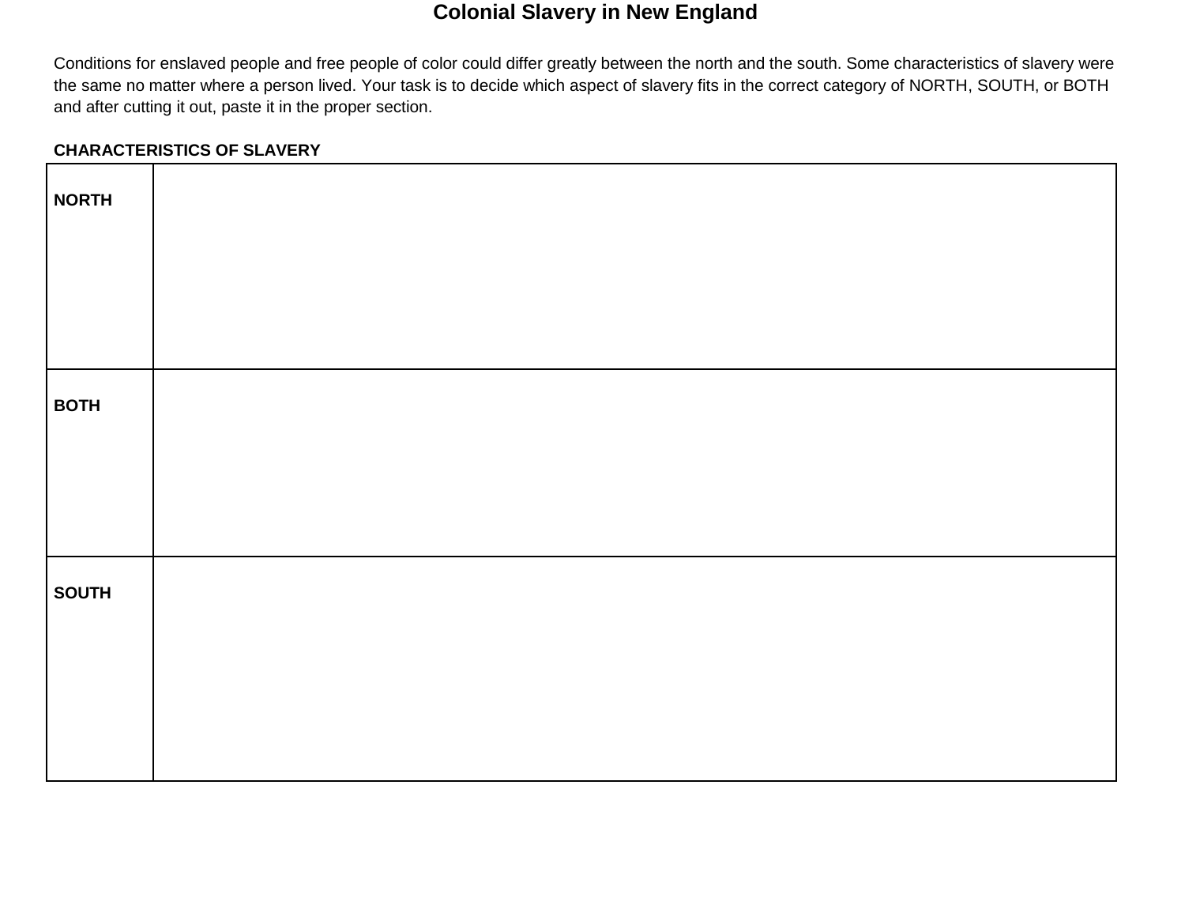# Colonial Slavery in New England

Conditions for enslaved people and free people of color could differ greatly between the north and the south. Some characteristics of slavery were the same no matter where a person lived. Your task is to decide which aspect of slavery fits in the correct category of NORTH, SOUTH, or BOTH and after cutting it out, paste it in the proper section.

**CHARACTERISTICS OF SLAVERY**

| | |
|---|---|
| **NORTH** | |
| **BOTH** | |
| **SOUTH** | |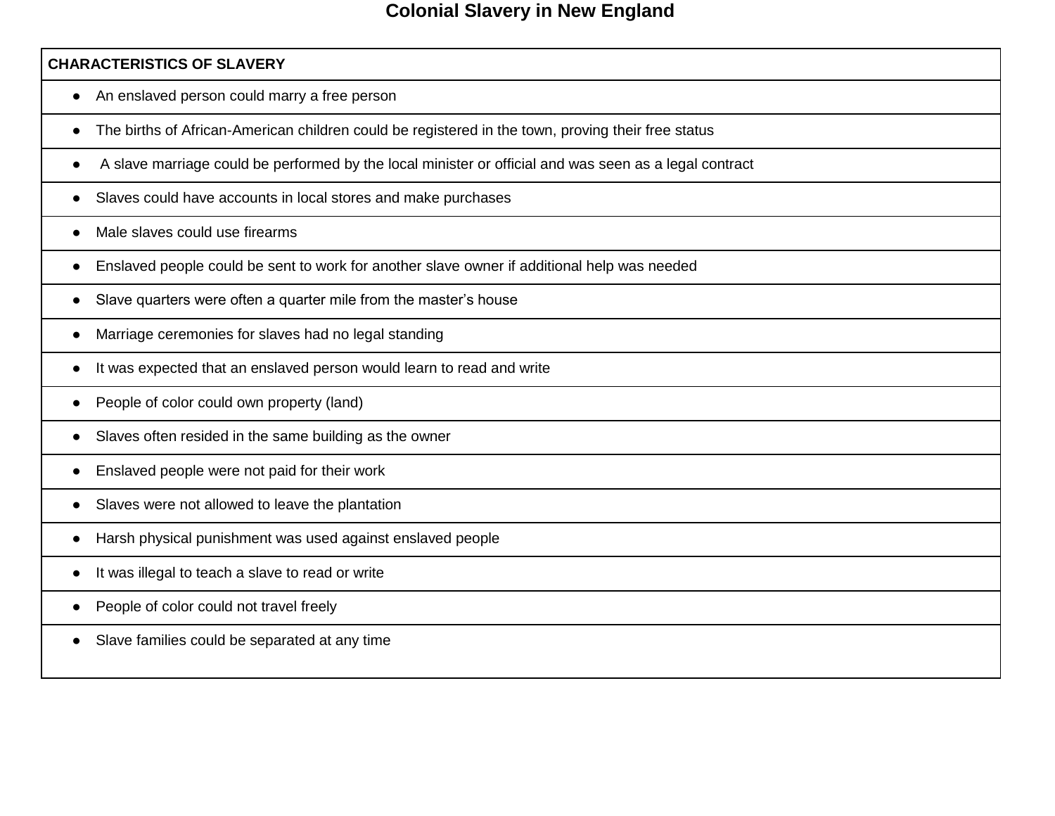# Colonial Slavery in New England

| CHARACTERISTICS OF SLAVERY |
| --- |
| • An enslaved person could marry a free person |
| • The births of African-American children could be registered in the town, proving their free status |
| • A slave marriage could be performed by the local minister or official and was seen as a legal contract |
| • Slaves could have accounts in local stores and make purchases |
| • Male slaves could use firearms |
| • Enslaved people could be sent to work for another slave owner if additional help was needed |
| • Slave quarters were often a quarter mile from the master's house |
| • Marriage ceremonies for slaves had no legal standing |
| • It was expected that an enslaved person would learn to read and write |
| • People of color could own property (land) |
| • Slaves often resided in the same building as the owner |
| • Enslaved people were not paid for their work |
| • Slaves were not allowed to leave the plantation |
| • Harsh physical punishment was used against enslaved people |
| • It was illegal to teach a slave to read or write |
| • People of color could not travel freely |
| • Slave families could be separated at any time |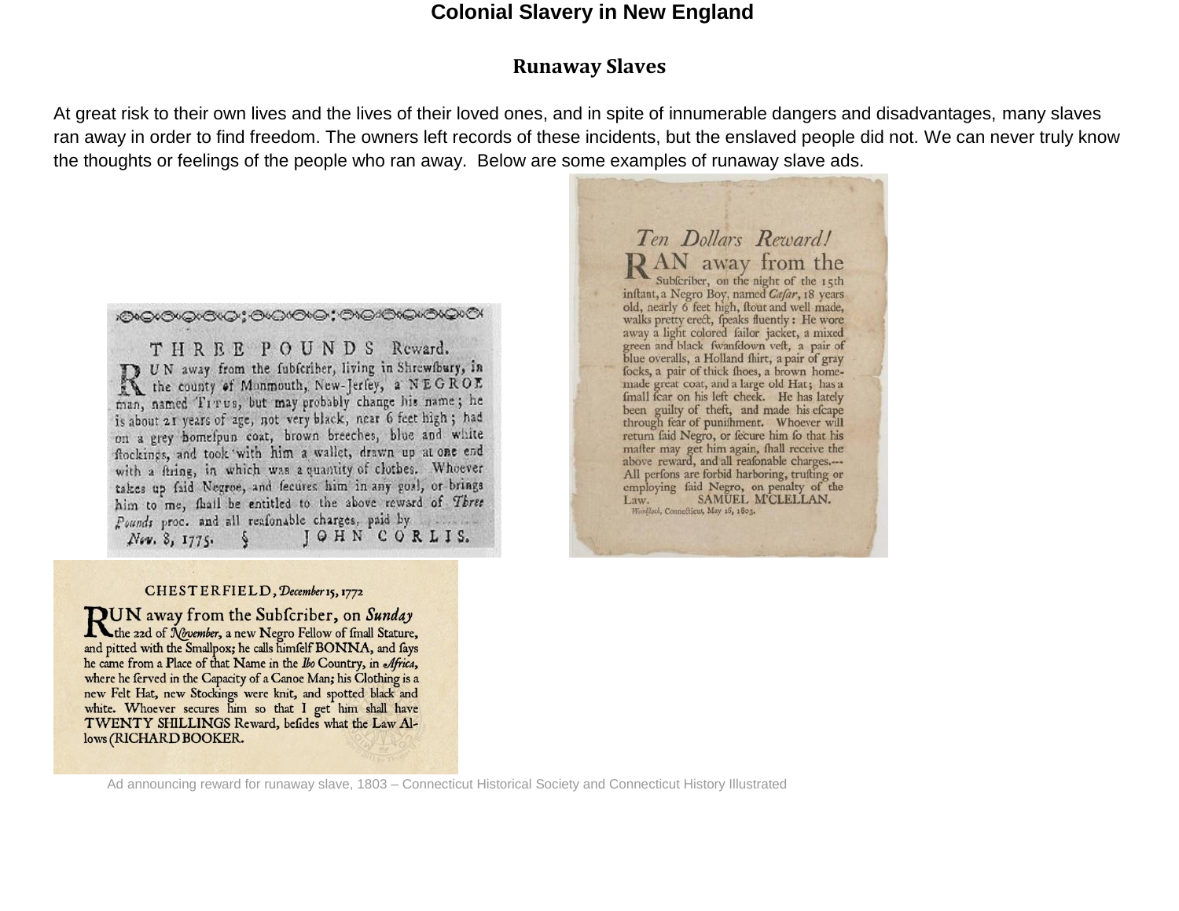# Colonial Slavery in New England

## Runaway Slaves

At great risk to their own lives and the lives of their loved ones, and in spite of innumerable dangers and disadvantages, many slaves ran away in order to find freedom. The owners left records of these incidents, but the enslaved people did not. We can never truly know the thoughts or feelings of the people who ran away. Below are some examples of runaway slave ads.

THREE POUNDS Reward.

RUN away from the subscriber, living in Shrewsbury, in the county of Monmouth, New-Jersey, a NEGROE man, named TITUS, but may probably change his name; he is about 21 years of age, not very black, near 6 feet high; had on a grey homespun coat, brown breeches, blue and white stockings, and took with him a wallet, drawn up at one end with a string, in which was a quantity of clothes. Whoever takes up said Negroe, and secures him in any goal, or brings him to me, shall be entitled to the above reward of *Three Pounds* proc. and all reasonable charges, paid by

*Nov.* 8, 1775. JOHN CORLIS.

*Ten Dollars Reward!*

RAN away from the Subscriber, on the night of the 15th instant, a Negro Boy, named *Cæsar*, 18 years old, nearly 6 feet high, stout and well made, walks pretty erect, speaks fluently: He wore away a light colored sailor jacket, a mixed green and black swansdown vest, a pair of blue overalls, a Holland shirt, a pair of gray socks, a pair of thick shoes, a brown home-made great coat, and a large old Hat; has a small scar on his left cheek. He has lately been guilty of theft, and made his escape through fear of punishment. Whoever will return said Negro, or secure him so that his master may get him again, shall receive the above reward, and all reasonable charges.--- All persons are forbid harboring, trusting or employing said Negro, on penalty of the Law. SAMUEL M'CLELLAN.

*Woodstock, Connecticut, May 16, 1803.*

CHESTERFIELD, *December* 15, 1772

RUN away from the Subscriber, on *Sunday* the 22d of *November*, a new Negro Fellow of small Stature, and pitted with the Smallpox; he calls himself BONNA, and says he came from a Place of that Name in the *Ibo* Country, in *Africa*, where he served in the Capacity of a Canoe Man; his Clothing is a new Felt Hat, new Stockings were knit, and spotted black and white. Whoever secures him so that I get him shall have TWENTY SHILLINGS Reward, besides what the Law Allows (RICHARD BOOKER.

Ad announcing reward for runaway slave, 1803 – Connecticut Historical Society and Connecticut History Illustrated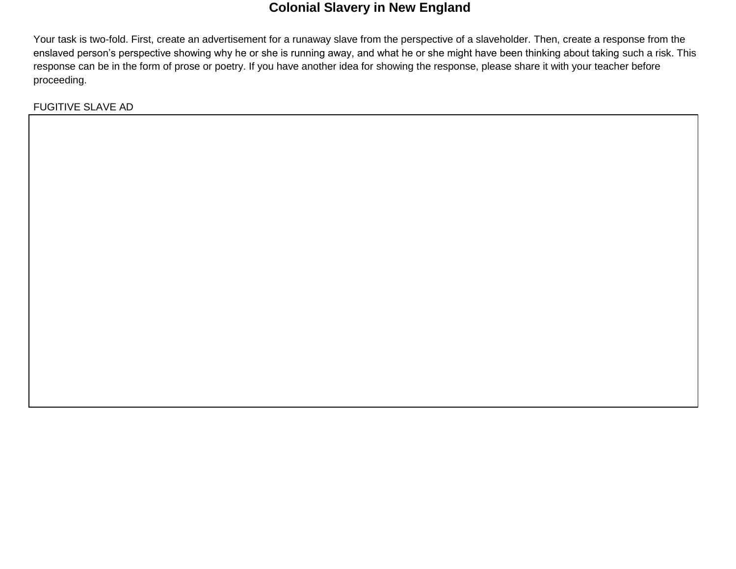# Colonial Slavery in New England

Your task is two-fold. First, create an advertisement for a runaway slave from the perspective of a slaveholder. Then, create a response from the enslaved person's perspective showing why he or she is running away, and what he or she might have been thinking about taking such a risk. This response can be in the form of prose or poetry. If you have another idea for showing the response, please share it with your teacher before proceeding.

FUGITIVE SLAVE AD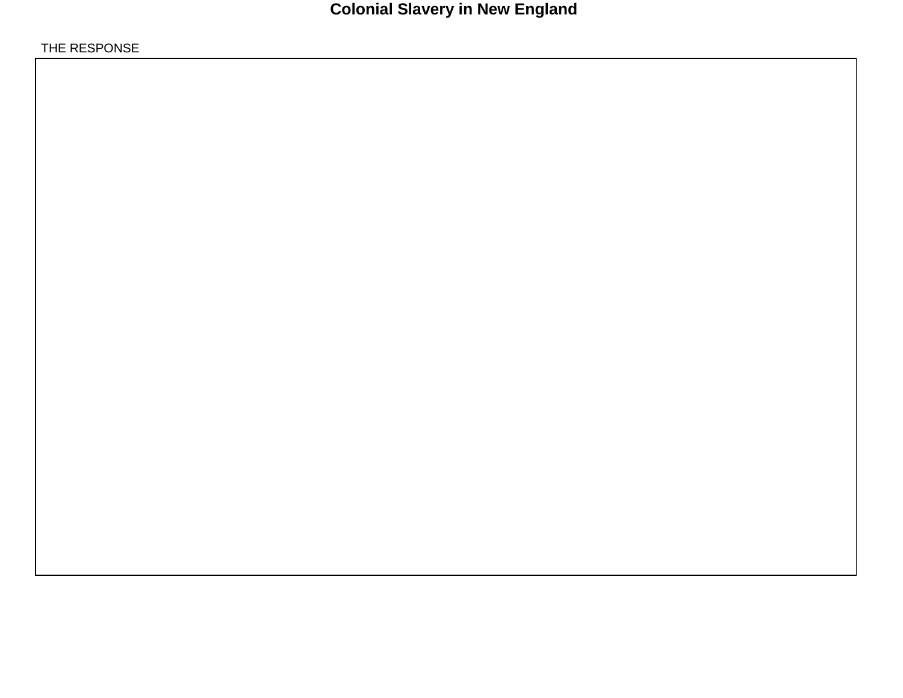# Colonial Slavery in New England

THE RESPONSE